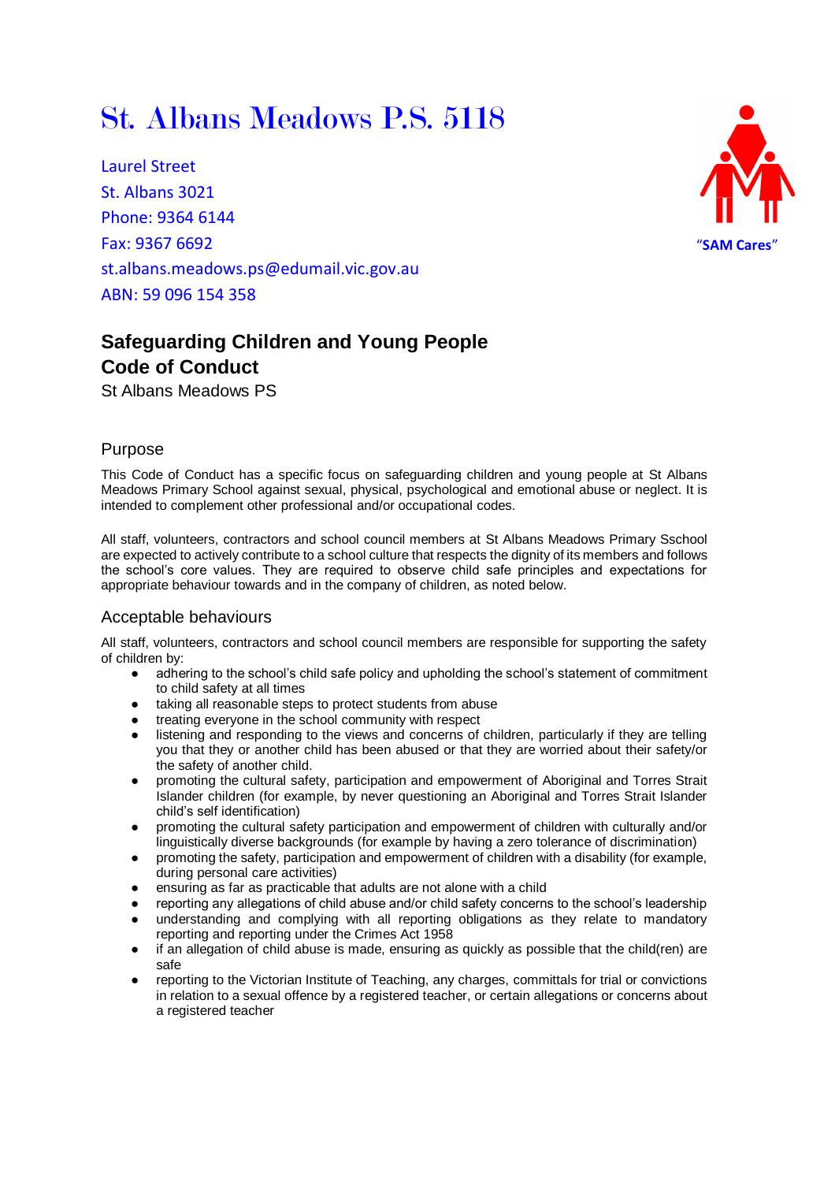# St. Albans Meadows P.S. 5118

Laurel Street
St. Albans 3021
Phone: 9364 6144
Fax: 9367 6692
st.albans.meadows.ps@edumail.vic.gov.au
ABN: 59 096 154 358

"SAM Cares"

## Safeguarding Children and Young People Code of Conduct

St Albans Meadows PS

### Purpose

This Code of Conduct has a specific focus on safeguarding children and young people at St Albans Meadows Primary School against sexual, physical, psychological and emotional abuse or neglect. It is intended to complement other professional and/or occupational codes.

All staff, volunteers, contractors and school council members at St Albans Meadows Primary Sschool are expected to actively contribute to a school culture that respects the dignity of its members and follows the school's core values. They are required to observe child safe principles and expectations for appropriate behaviour towards and in the company of children, as noted below.

### Acceptable behaviours

All staff, volunteers, contractors and school council members are responsible for supporting the safety of children by:

- adhering to the school's child safe policy and upholding the school's statement of commitment to child safety at all times
- taking all reasonable steps to protect students from abuse
- treating everyone in the school community with respect
- listening and responding to the views and concerns of children, particularly if they are telling you that they or another child has been abused or that they are worried about their safety/or the safety of another child.
- promoting the cultural safety, participation and empowerment of Aboriginal and Torres Strait Islander children (for example, by never questioning an Aboriginal and Torres Strait Islander child's self identification)
- promoting the cultural safety participation and empowerment of children with culturally and/or linguistically diverse backgrounds (for example by having a zero tolerance of discrimination)
- promoting the safety, participation and empowerment of children with a disability (for example, during personal care activities)
- ensuring as far as practicable that adults are not alone with a child
- reporting any allegations of child abuse and/or child safety concerns to the school's leadership
- understanding and complying with all reporting obligations as they relate to mandatory reporting and reporting under the Crimes Act 1958
- if an allegation of child abuse is made, ensuring as quickly as possible that the child(ren) are safe
- reporting to the Victorian Institute of Teaching, any charges, committals for trial or convictions in relation to a sexual offence by a registered teacher, or certain allegations or concerns about a registered teacher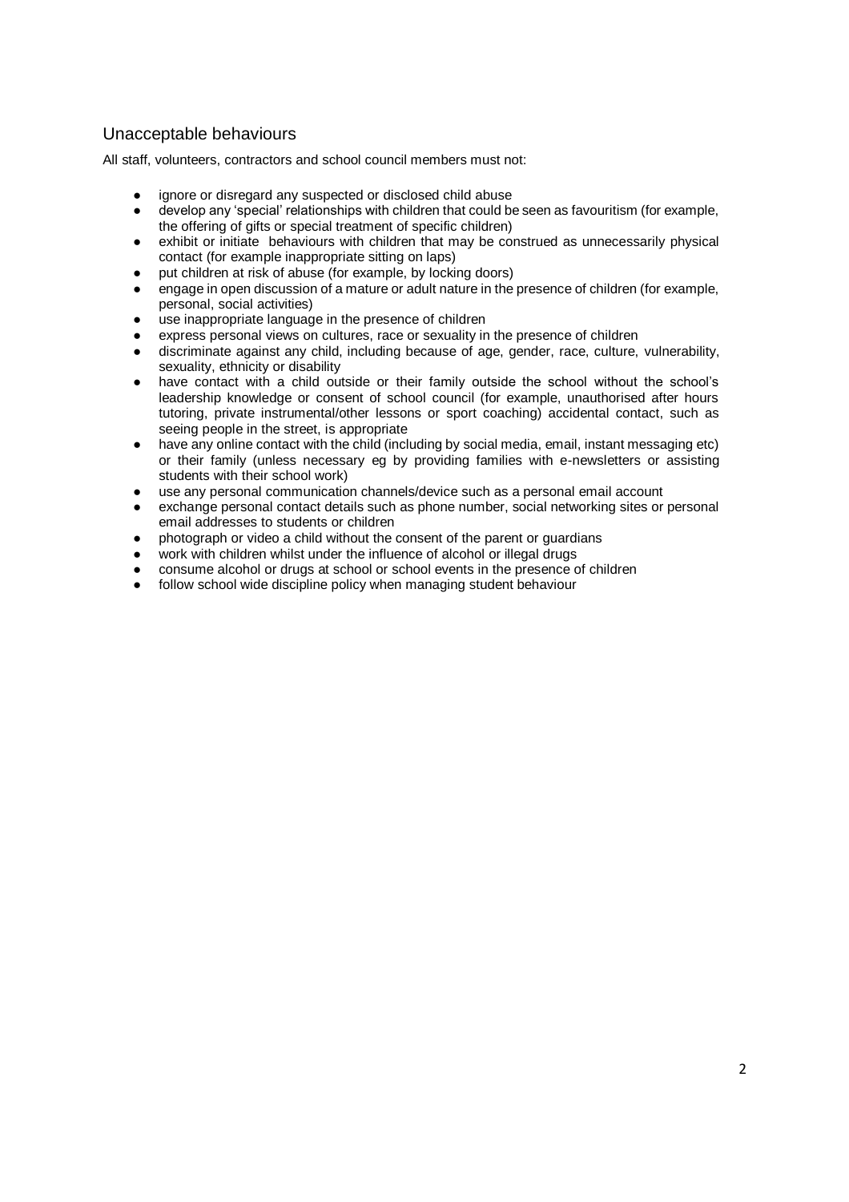## Unacceptable behaviours

All staff, volunteers, contractors and school council members must not:

- ignore or disregard any suspected or disclosed child abuse
- develop any 'special' relationships with children that could be seen as favouritism (for example, the offering of gifts or special treatment of specific children)
- exhibit or initiate behaviours with children that may be construed as unnecessarily physical contact (for example inappropriate sitting on laps)
- put children at risk of abuse (for example, by locking doors)
- engage in open discussion of a mature or adult nature in the presence of children (for example, personal, social activities)
- use inappropriate language in the presence of children
- express personal views on cultures, race or sexuality in the presence of children
- discriminate against any child, including because of age, gender, race, culture, vulnerability, sexuality, ethnicity or disability
- have contact with a child outside or their family outside the school without the school's leadership knowledge or consent of school council (for example, unauthorised after hours tutoring, private instrumental/other lessons or sport coaching) accidental contact, such as seeing people in the street, is appropriate
- have any online contact with the child (including by social media, email, instant messaging etc) or their family (unless necessary eg by providing families with e-newsletters or assisting students with their school work)
- use any personal communication channels/device such as a personal email account
- exchange personal contact details such as phone number, social networking sites or personal email addresses to students or children
- photograph or video a child without the consent of the parent or guardians
- work with children whilst under the influence of alcohol or illegal drugs
- consume alcohol or drugs at school or school events in the presence of children
- follow school wide discipline policy when managing student behaviour